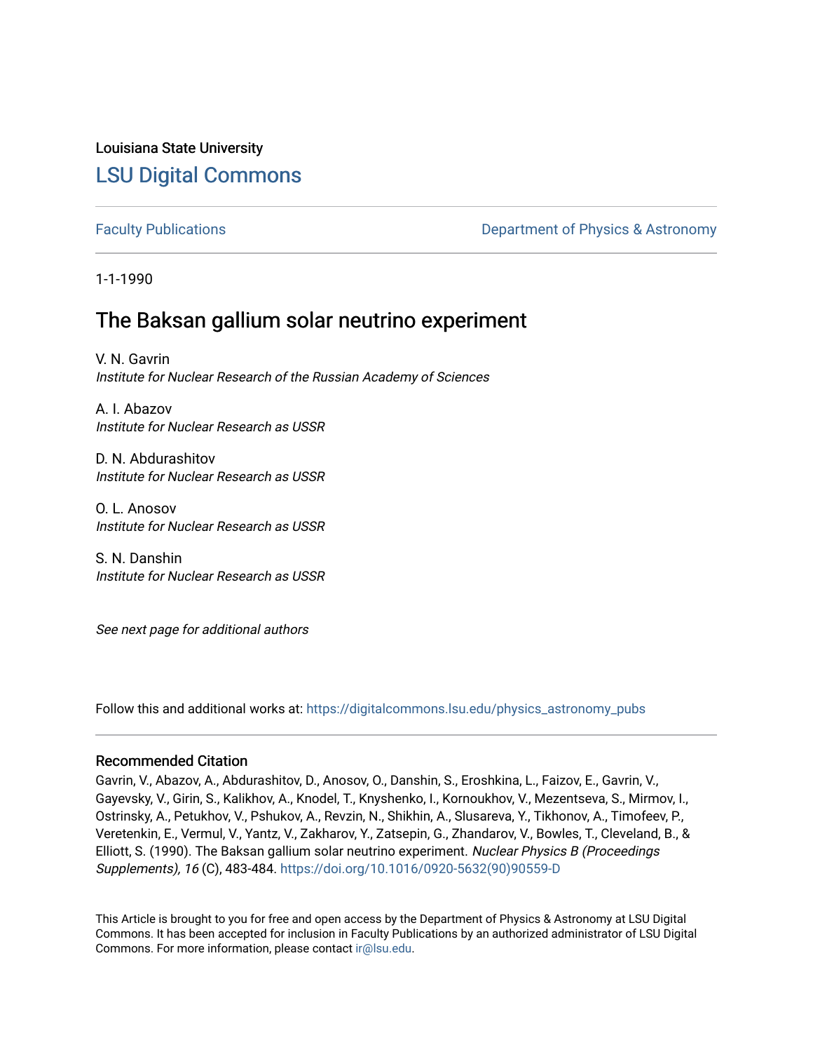Louisiana State University

# LSU Digital Commons

Faculty Publications

Department of Physics & Astronomy

1-1-1990

## The Baksan gallium solar neutrino experiment

V. N. Gavrin
*Institute for Nuclear Research of the Russian Academy of Sciences*

A. I. Abazov
*Institute for Nuclear Research as USSR*

D. N. Abdurashitov
*Institute for Nuclear Research as USSR*

O. L. Anosov
*Institute for Nuclear Research as USSR*

S. N. Danshin
*Institute for Nuclear Research as USSR*

*See next page for additional authors*

Follow this and additional works at: https://digitalcommons.lsu.edu/physics_astronomy_pubs

### Recommended Citation

Gavrin, V., Abazov, A., Abdurashitov, D., Anosov, O., Danshin, S., Eroshkina, L., Faizov, E., Gavrin, V., Gayevsky, V., Girin, S., Kalikhov, A., Knodel, T., Knyshenko, I., Kornoukhov, V., Mezentseva, S., Mirmov, I., Ostrinsky, A., Petukhov, V., Pshukov, A., Revzin, N., Shikhin, A., Slusareva, Y., Tikhonov, A., Timofeev, P., Veretenkin, E., Vermul, V., Yantz, V., Zakharov, Y., Zatsepin, G., Zhandarov, V., Bowles, T., Cleveland, B., & Elliott, S. (1990). The Baksan gallium solar neutrino experiment. *Nuclear Physics B (Proceedings Supplements), 16* (C), 483-484. https://doi.org/10.1016/0920-5632(90)90559-D

This Article is brought to you for free and open access by the Department of Physics & Astronomy at LSU Digital Commons. It has been accepted for inclusion in Faculty Publications by an authorized administrator of LSU Digital Commons. For more information, please contact ir@lsu.edu.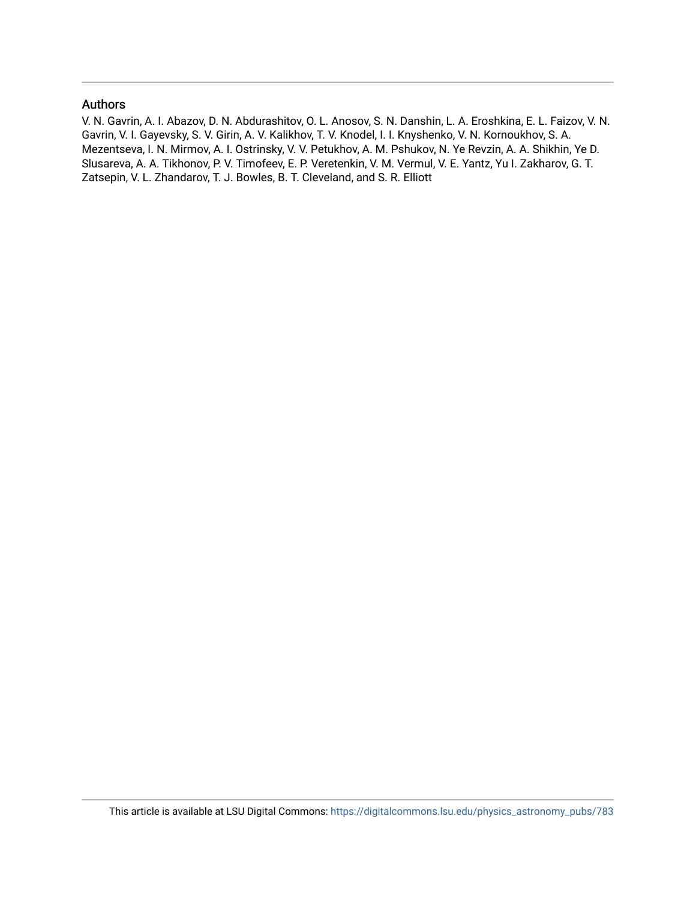## Authors

V. N. Gavrin, A. I. Abazov, D. N. Abdurashitov, O. L. Anosov, S. N. Danshin, L. A. Eroshkina, E. L. Faizov, V. N. Gavrin, V. I. Gayevsky, S. V. Girin, A. V. Kalikhov, T. V. Knodel, I. I. Knyshenko, V. N. Kornoukhov, S. A. Mezentseva, I. N. Mirmov, A. I. Ostrinsky, V. V. Petukhov, A. M. Pshukov, N. Ye Revzin, A. A. Shikhin, Ye D. Slusareva, A. A. Tikhonov, P. V. Timofeev, E. P. Veretenkin, V. M. Vermul, V. E. Yantz, Yu I. Zakharov, G. T. Zatsepin, V. L. Zhandarov, T. J. Bowles, B. T. Cleveland, and S. R. Elliott

This article is available at LSU Digital Commons: https://digitalcommons.lsu.edu/physics_astronomy_pubs/783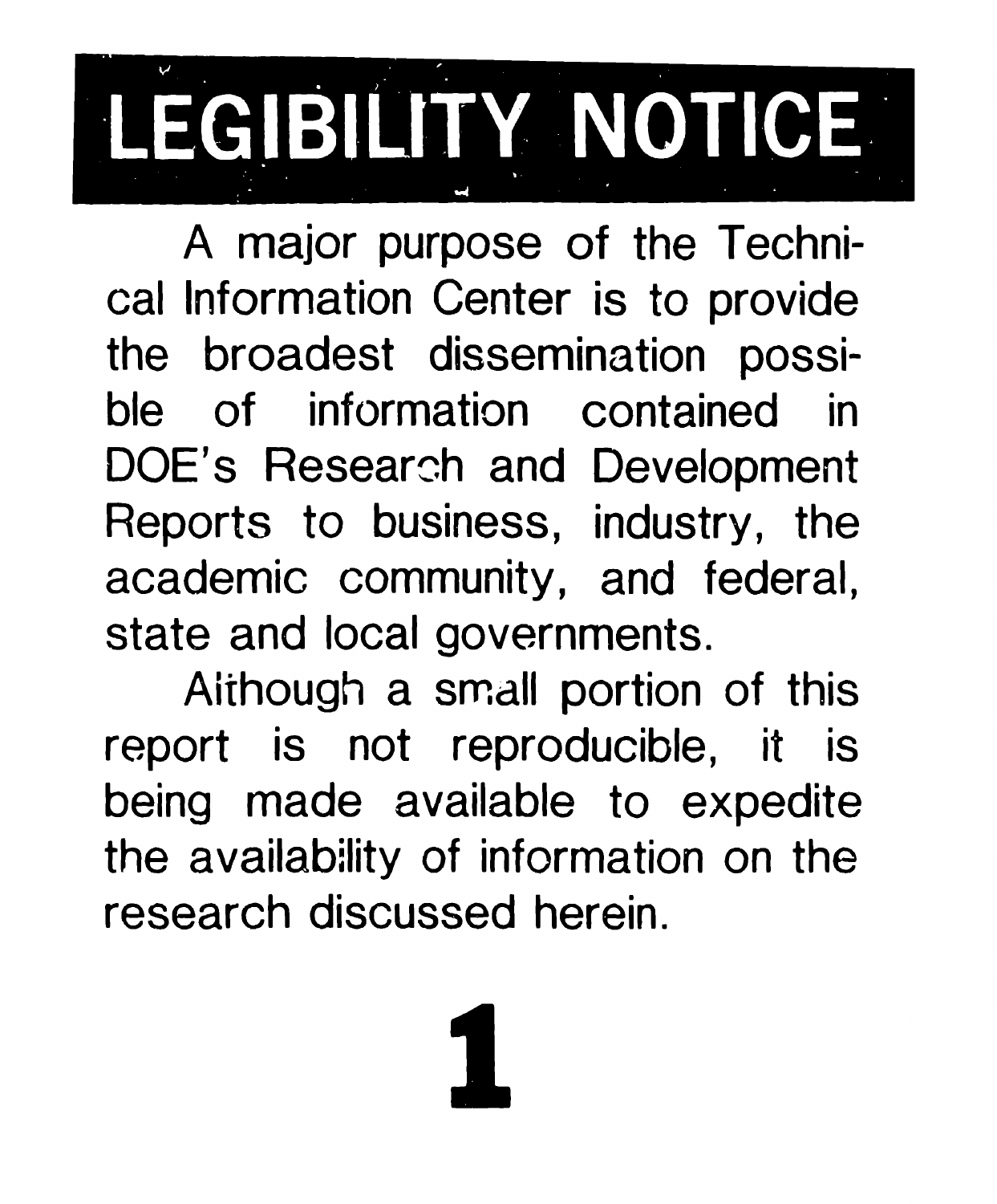# LEGIBILITY NOTICE

A major purpose of the Technical Information Center is to provide the broadest dissemination possible of information contained in DOE's Research and Development Reports to business, industry, the academic community, and federal, state and local governments.

Although a small portion of this report is not reproducible, it is being made available to expedite the availability of information on the research discussed herein.

**1**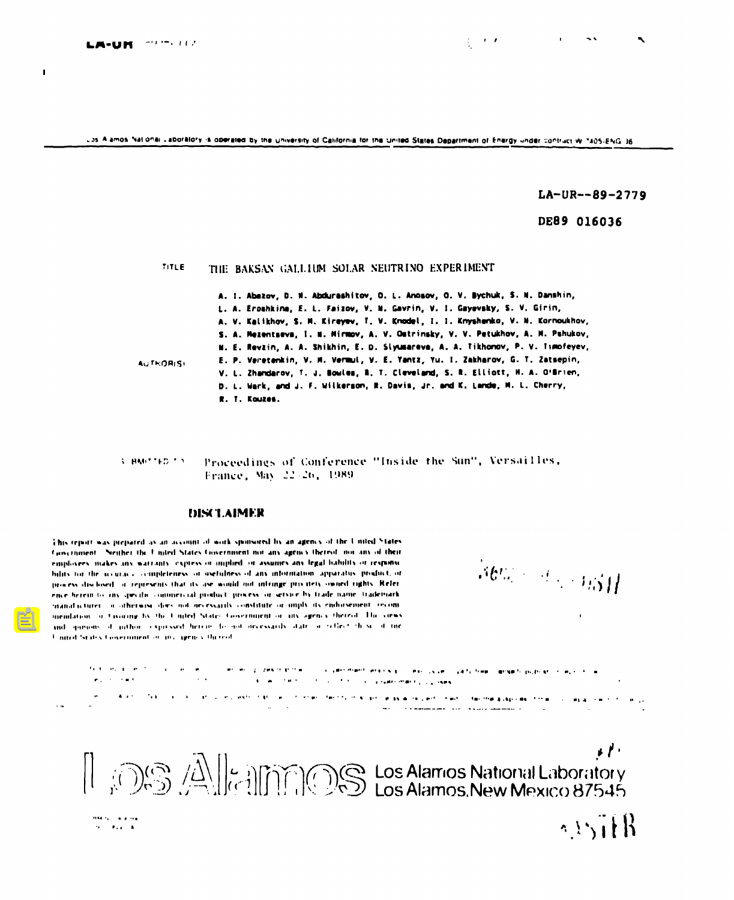LA-UR

Los Alamos National Laboratory is operated by the University of California for the United States Department of Energy under contract W-7405-ENG-36

LA-UR--89-2779

DE89 016036

TITLE THE BAKSAN GALLIUM SOLAR NEUTRINO EXPERIMENT

AUTHOR(S) A. I. Abazov, O. N. Abdurashitov, O. L. Anosov, O. V. Bychuk, S. N. Danshin, L. A. Eroshkina, E. L. Faizov, V. N. Gavrin, V. I. Gayevsky, S. V. Girin, A. V. Kalikhov, S. M. Kireyev, T. V. Knodel, I. I. Knyshenko, V. N. Kornoukhov, S. A. Mezentseva, I. N. Mirmov, A. V. Ostrinsky, V. V. Petukhov, A. M. Pshukov, N. E. Revzin, A. A. Shikhin, E. D. Slyusareva, A. A. Tikhonov, P. V. Timofeyev, E. P. Veretenkin, V. M. Vermul, V. E. Yantz, Yu. I. Zakharov, G. T. Zatsepin, V. L. Zhandarov, T. J. Bowles, B. T. Cleveland, S. R. Elliott, H. A. O'Brien, D. L. Wark, and J. F. Wilkerson, R. Davis, Jr. and K. Lande, M. L. Cherry, R. T. Kouzes.

SUBMITTED TO Proceedings of Conference "Inside the Sun", Versailles, France, May 22-26, 1989

## DISCLAIMER

This report was prepared as an account of work sponsored by an agency of the United States Government. Neither the United States Government nor any agency thereof, nor any of their employees, makes any warranty, express or implied, or assumes any legal liability or responsibility for the accuracy, completeness, or usefulness of any information, apparatus, product, or process disclosed, or represents that its use would not infringe privately owned rights. Reference herein to any specific commercial product, process, or service by trade name, trademark, manufacturer, or otherwise does not necessarily constitute or imply its endorsement, recommendation, or favoring by the United States Government or any agency thereof. The views and opinions of authors expressed herein do not necessarily state or reflect those of the United States Government or any agency thereof.

Los Alamos National Laboratory
Los Alamos, New Mexico 87545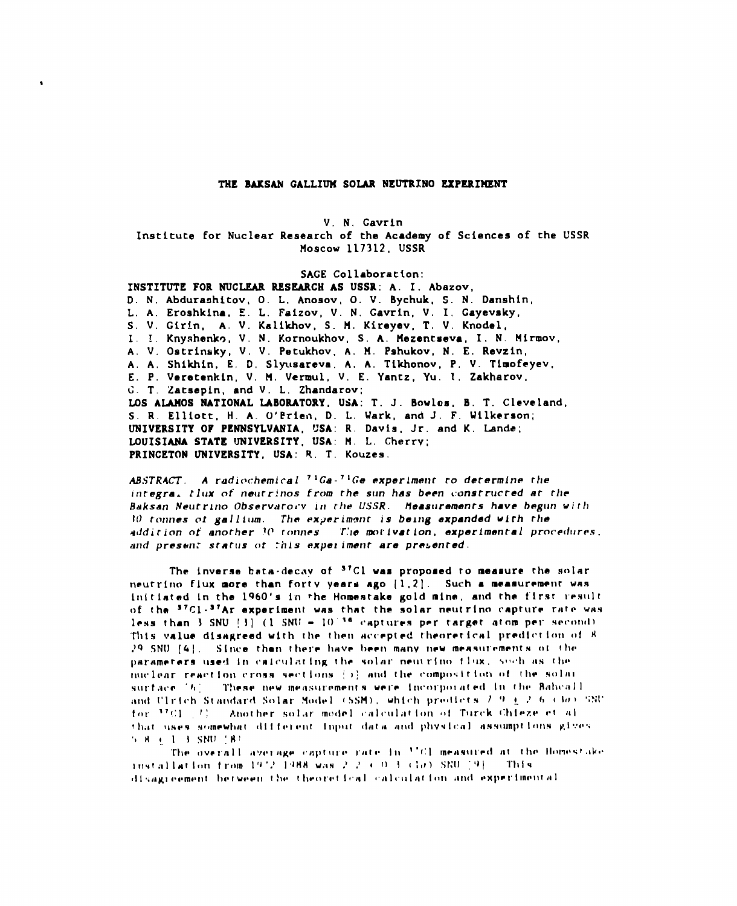# THE BAKSAN GALLIUM SOLAR NEUTRINO EXPERIMENT

V. N. Gavrin
Institute for Nuclear Research of the Academy of Sciences of the USSR
Moscow 117312, USSR

SAGE Collaboration:

**INSTITUTE FOR NUCLEAR RESEARCH AS USSR**: A. I. Abazov, D. N. Abdurashitov, O. L. Anosov, O. V. Bychuk, S. N. Danshin, L. A. Eroshkina, E. L. Faizov, V. N. Gavrin, V. I. Gayevsky, S. V. Girin, A. V. Kalikhov, S. M. Kireyev, T. V. Knodel, I. I. Knyshenko, V. N. Kornoukhov, S. A. Mezentseva, I. N. Mirmov, A. V. Ostrinsky, V. V. Petukhov, A. M. Pshukov, N. E. Revzin, A. A. Shikhin, E. D. Slyusareva, A. A. Tikhonov, P. V. Timofeyev, E. P. Veretenkin, V. M. Vermul, V. E. Yantz, Yu. I. Zakharov, G. T. Zatsepin, and V. L. Zhandarov;
**LOS ALAMOS NATIONAL LABORATORY, USA**: T. J. Bowles, B. T. Cleveland, S. R. Elliott, H. A. O'Brien, D. L. Wark, and J. F. Wilkerson;
**UNIVERSITY OF PENNSYLVANIA, USA**: R. Davis, Jr. and K. Lande;
**LOUISIANA STATE UNIVERSITY, USA**: M. L. Cherry;
**PRINCETON UNIVERSITY, USA**: R. T. Kouzes.

*ABSTRACT. A radiochemical $^{71}Ga$-$^{71}Ge$ experiment to determine the integral flux of neutrinos from the sun has been constructed at the Baksan Neutrino Observatory in the USSR. Measurements have begun with 30 tonnes of gallium. The experiment is being expanded with the addition of another 30 tonnes. The motivation, experimental procedures, and present status of this experiment are presented.*

The inverse beta-decay of $^{37}Cl$ was proposed to measure the solar neutrino flux more than forty years ago [1,2]. Such a measurement was initiated in the 1960's in the Homestake gold mine, and the first result of the $^{37}Cl$-$^{37}Ar$ experiment was that the solar neutrino capture rate was less than 3 SNU [3] (1 SNU = $10^{-36}$ captures per target atom per second). This value disagreed with the then accepted theoretical prediction of $8 \pm 29$ SNU [4]. Since then there have been many new measurements of the parameters used in calculating the solar neutrino flux, such as the nuclear reaction cross sections [5] and the composition of the solar surface [6]. These new measurements were incorporated in the Bahcall and Ulrich Standard Solar Model (SSM), which predicts $7.9 \pm 2.6$ ($3\sigma$) SNU for $^{37}Cl$ [7]. Another solar model calculation of Turck-Chieze et al that uses somewhat different input data and physical assumptions gives $5.8 \pm 1.3$ SNU [8].

The overall average capture rate in $^{37}Cl$ measured at the Homestake installation from 1972-1988 was $2.2 \pm 0.3$ ($1\sigma$) SNU [9]. This disagreement between the theoretical calculation and experimental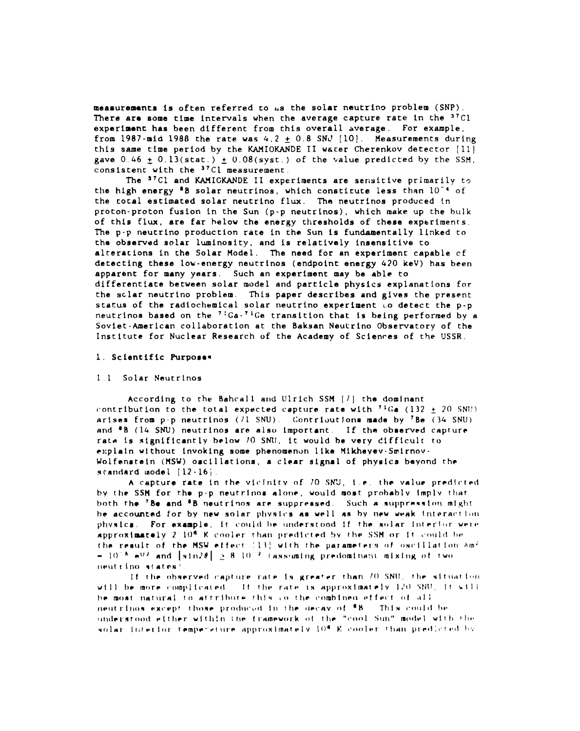measurements is often referred to as the solar neutrino problem (SNP). There are some time intervals when the average capture rate in the $^{37}Cl$ experiment has been different from this overall average. For example, from 1987-mid 1988 the rate was $4.2 \pm 0.8$ SNU [10]. Measurements during this same time period by the KAMIOKANDE II water Cherenkov detector [11] gave $0.46 \pm 0.13$(stat.) $\pm$ 0.08(syst.) of the value predicted by the SSM, consistent with the $^{37}Cl$ measurement.

The $^{37}Cl$ and KAMIOKANDE II experiments are sensitive primarily to the high energy $^{8}B$ solar neutrinos, which constitute less than $10^{-4}$ of the total estimated solar neutrino flux. The neutrinos produced in proton-proton fusion in the Sun (p-p neutrinos), which make up the bulk of this flux, are far below the energy thresholds of these experiments. The p-p neutrino production rate in the Sun is fundamentally linked to the observed solar luminosity, and is relatively insensitive to alterations in the Solar Model. The need for an experiment capable of detecting these low-energy neutrinos (endpoint energy 420 keV) has been apparent for many years. Such an experiment may be able to differentiate between solar model and particle physics explanations for the solar neutrino problem. This paper describes and gives the present status of the radiochemical solar neutrino experiment to detect the p-p neutrinos based on the $^{71}Ga$-$^{71}Ge$ transition that is being performed by a Soviet-American collaboration at the Baksan Neutrino Observatory of the Institute for Nuclear Research of the Academy of Sciences of the USSR.

## 1. Scientific Purposes

### 1.1 Solar Neutrinos

According to the Bahcall and Ulrich SSM [7] the dominant contribution to the total expected capture rate with $^{71}Ga$ ($132 \pm 20$ SNU) arises from p-p neutrinos (71 SNU). Contributions made by $^{7}Be$ (34 SNU) and $^{8}B$ (14 SNU) neutrinos are also important. If the observed capture rate is significantly below 70 SNU, it would be very difficult to explain without invoking some phenomenon like Mikheyev-Smirnov-Wolfenstein (MSW) oscillations, a clear signal of physics beyond the standard model [12-16].

A capture rate in the vicinity of 70 SNU, i.e. the value predicted by the SSM for the p-p neutrinos alone, would most probably imply that both the $^{7}Be$ and $^{8}B$ neutrinos are suppressed. Such a suppression might be accounted for by new solar physics as well as by new weak interaction physics. For example, it could be understood if the solar interior were approximately $2 \cdot 10^{6}$ K cooler than predicted by the SSM or it could be the result of the MSW effect [13] with the parameters of oscillation $\Delta m^2 \sim 10^{-5}$ $eV^2$ and $|\sin 2\theta| \geq 8 \cdot 10^{-2}$ (assuming predominant mixing of two neutrino states).

If the observed capture rate is greater than 70 SNU, the situation will be more complicated. If the rate is approximately 120 SNU, it will be most natural to attribute this to the combined effect of all neutrinos except those produced in the decay of $^{8}B$. This could be understood either within the framework of the "cool Sun" model with the solar interior temperature approximately $10^{6}$ K cooler than predicted by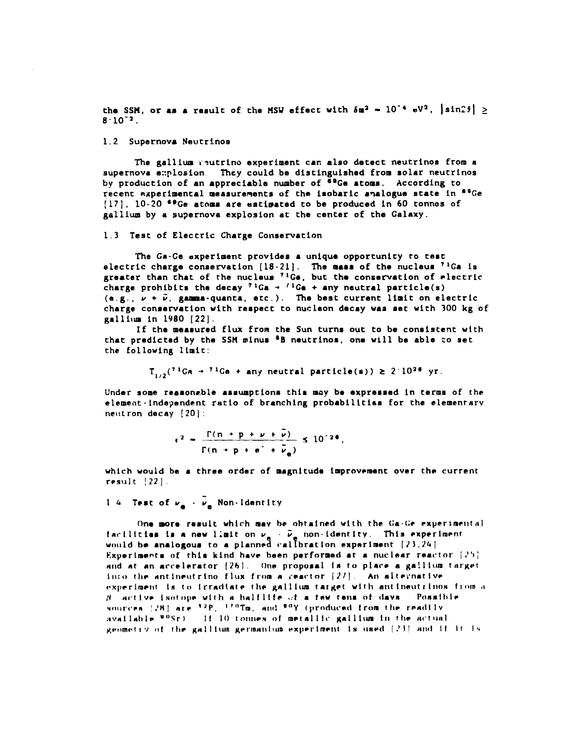the SSM, or as a result of the MSW effect with $\delta m^2 \sim 10^{-6}$ eV$^2$, $|\sin 2\vartheta| \geq 8 \cdot 10^{-2}$.

### 1.2 Supernova Neutrinos

The gallium neutrino experiment can also detect neutrinos from a supernova explosion. They could be distinguished from solar neutrinos by production of an appreciable number of $^{69}$Ge atoms. According to recent experimental measurements of the isobaric analogue state in $^{69}$Ge [17], 10-20 $^{69}$Ge atoms are estimated to be produced in 60 tonnes of gallium by a supernova explosion at the center of the Galaxy.

### 1.3 Test of Electric Charge Conservation

The Ga-Ge experiment provides a unique opportunity to test electric charge conservation [18-21]. The mass of the nucleus $^{71}$Ga is greater than that of the nucleus $^{71}$Ge, but the conservation of electric charge prohibits the decay $^{71}\text{Ga} \rightarrow {}^{71}\text{Ge}$ + any neutral particle(s) (e.g., $\nu + \bar{\nu}$, gamma-quanta, etc.). The best current limit on electric charge conservation with respect to nucleon decay was set with 300 kg of gallium in 1980 [22].

If the measured flux from the Sun turns out to be consistent with that predicted by the SSM minus $^8$B neutrinos, one will be able to set the following limit:

$$T_{1/2}(^{71}\text{Ga} \rightarrow {}^{71}\text{Ge} + \text{any neutral particle(s)}) \geq 2 \cdot 10^{26} \text{ yr.}$$

Under some reasonable assumptions this may be expressed in terms of the element-independent ratio of branching probabilities for the elementary neutron decay [20]:

$$\epsilon^2 = \frac{\Gamma(n \rightarrow p + \nu + \bar{\nu})}{\Gamma(n \rightarrow p + e^- + \bar{\nu}_e)} \leq 10^{-26},$$

which would be a three order of magnitude improvement over the current result [22].

### 1.4 Test of $\nu_e$ - $\bar{\nu}_e$ Non-Identity

One more result which may be obtained with the Ga-Ge experimental facilities is a new limit on $\nu_e$ - $\bar{\nu}_e$ non-identity. This experiment would be analogous to a planned calibration experiment [23,24]. Experiments of this kind have been performed at a nuclear reactor [25] and at an accelerator [26]. One proposal is to place a gallium target into the antineutrino flux from a reactor [27]. An alternative experiment is to irradiate the gallium target with antineutrinos from a $\beta$ active isotope with a halflife of a few tens of days. Possible sources [28] are $^{32}$P, $^{170}$Tm, and $^{90}$Y (produced from the readily available $^{90}$Sr). If 10 tonnes of metallic gallium in the actual geometry of the gallium germanium experiment is used [23] and if it is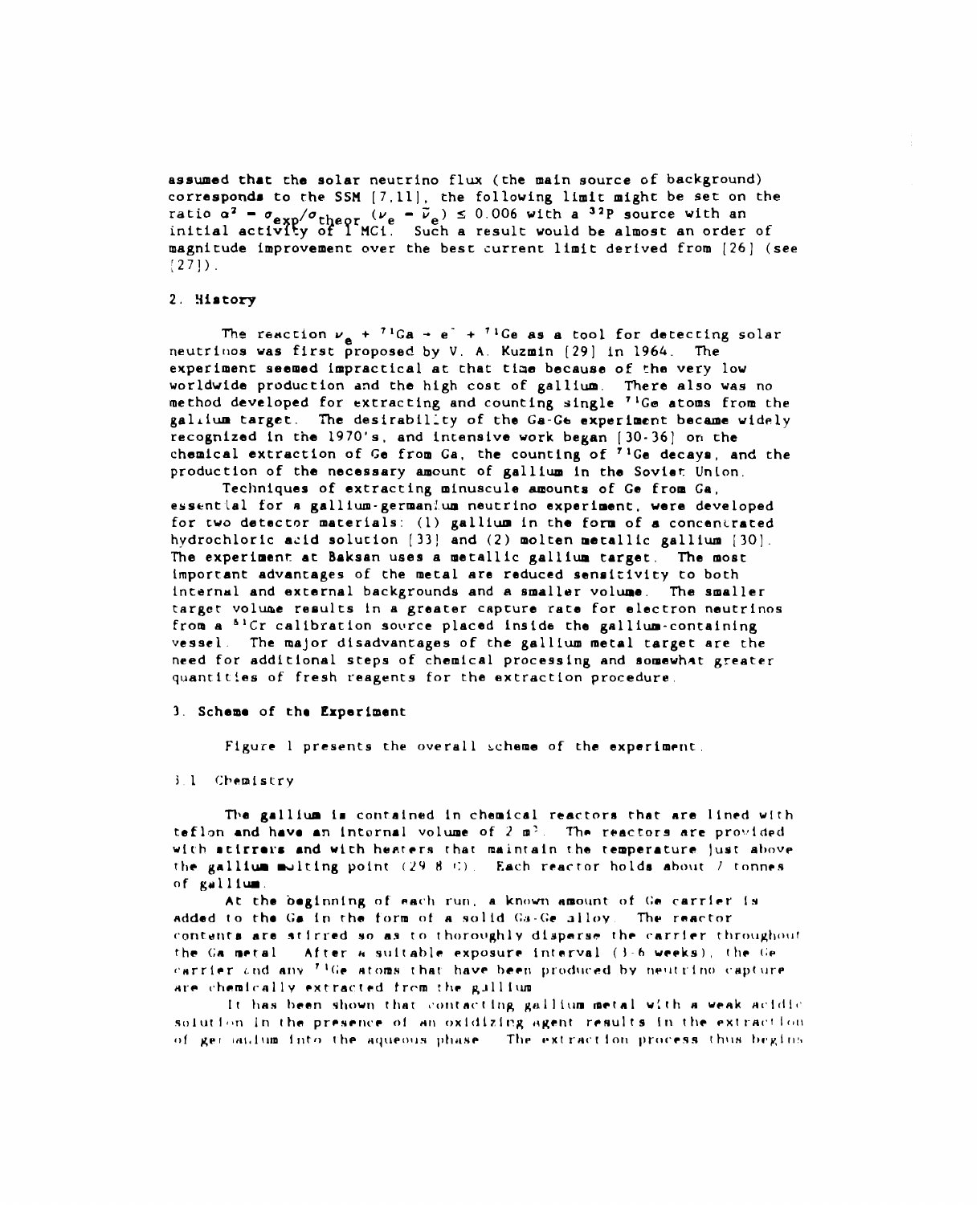assumed that the solar neutrino flux (the main source of background) corresponds to the SSM [7,11], the following limit might be set on the ratio $\alpha^2 = \sigma_{exp}/\sigma_{theor}$ $(\nu_e \to \bar{\nu}_e) \leq 0.006$ with a $^{32}P$ source with an initial activity of 1 MCi. Such a result would be almost an order of magnitude improvement over the best current limit derived from [26] (see [27]).

## 2. History

The reaction $\nu_e + {}^{71}Ga \to e^- + {}^{71}Ge$ as a tool for detecting solar neutrinos was first proposed by V. A. Kuzmin [29] in 1964. The experiment seemed impractical at that time because of the very low worldwide production and the high cost of gallium. There also was no method developed for extracting and counting single $^{71}Ge$ atoms from the gallium target. The desirability of the Ga-Ge experiment became widely recognized in the 1970's, and intensive work began [30-36] on the chemical extraction of Ge from Ga, the counting of $^{71}Ge$ decays, and the production of the necessary amount of gallium in the Soviet Union.

Techniques of extracting minuscule amounts of Ge from Ga, essential for a gallium-germanium neutrino experiment, were developed for two detector materials: (1) gallium in the form of a concentrated hydrochloric acid solution [33] and (2) molten metallic gallium [30]. The experiment at Baksan uses a metallic gallium target. The most important advantages of the metal are reduced sensitivity to both internal and external backgrounds and a smaller volume. The smaller target volume results in a greater capture rate for electron neutrinos from a $^{51}Cr$ calibration source placed inside the gallium-containing vessel. The major disadvantages of the gallium metal target are the need for additional steps of chemical processing and somewhat greater quantities of fresh reagents for the extraction procedure.

## 3. Scheme of the Experiment

Figure 1 presents the overall scheme of the experiment.

### 3.1 Chemistry

The gallium is contained in chemical reactors that are lined with teflon and have an internal volume of 2 m$^3$. The reactors are provided with stirrers and with heaters that maintain the temperature just above the gallium melting point (29.8 C). Each reactor holds about 7 tonnes of gallium.

At the beginning of each run, a known amount of Ge carrier is added to the Ga in the form of a solid Ga-Ge alloy. The reactor contents are stirred so as to thoroughly disperse the carrier throughout the Ga metal. After a suitable exposure interval (3-6 weeks), the Ge carrier and any $^{71}Ge$ atoms that have been produced by neutrino capture are chemically extracted from the gallium.

It has been shown that contacting gallium metal with a weak acidic solution in the presence of an oxidizing agent results in the extraction of germanium into the aqueous phase. The extraction process thus begins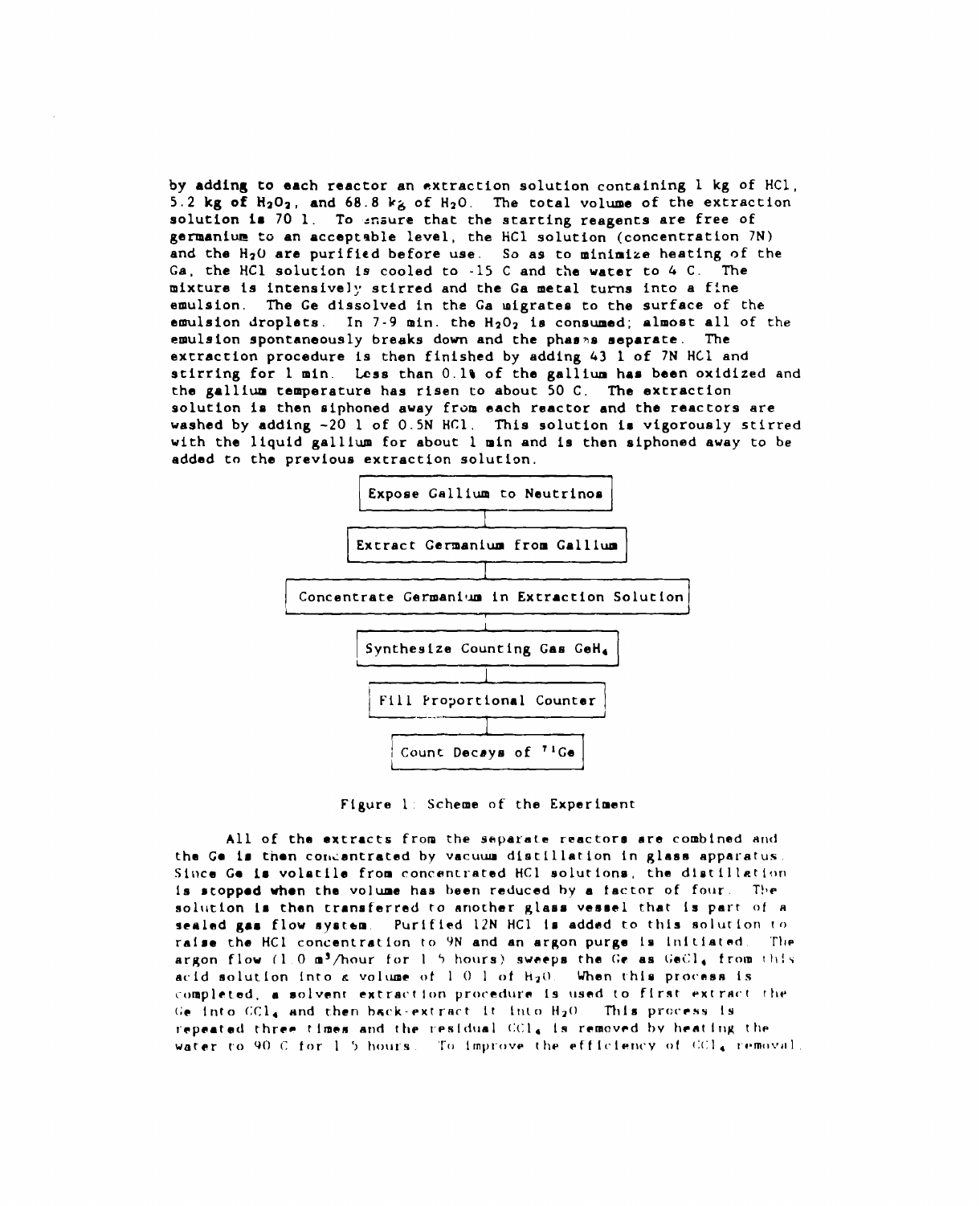by adding to each reactor an extraction solution containing 1 kg of HCl, 5.2 kg of $H_2O_2$, and 68.8 kg of $H_2O$. The total volume of the extraction solution is 70 l. To ensure that the starting reagents are free of germanium to an acceptable level, the HCl solution (concentration 7N) and the $H_2O$ are purified before use. So as to minimize heating of the Ga, the HCl solution is cooled to -15 C and the water to 4 C. The mixture is intensively stirred and the Ga metal turns into a fine emulsion. The Ge dissolved in the Ga migrates to the surface of the emulsion droplets. In 7-9 min. the $H_2O_2$ is consumed; almost all of the emulsion spontaneously breaks down and the phases separate. The extraction procedure is then finished by adding 43 l of 7N HCl and stirring for 1 min. Less than 0.1% of the gallium has been oxidized and the gallium temperature has risen to about 50 C. The extraction solution is then siphoned away from each reactor and the reactors are washed by adding ~20 l of 0.5N HCl. This solution is vigorously stirred with the liquid gallium for about 1 min and is then siphoned away to be added to the previous extraction solution.

Expose Gallium to Neutrinos

Extract Germanium from Gallium

Concentrate Germanium in Extraction Solution

Synthesize Counting Gas $GeH_4$

Fill Proportional Counter

Count Decays of $^{71}Ge$

Figure 1: Scheme of the Experiment

All of the extracts from the separate reactors are combined and the Ge is then concentrated by vacuum distillation in glass apparatus. Since Ge is volatile from concentrated HCl solutions, the distillation is stopped when the volume has been reduced by a factor of four. The solution is then transferred to another glass vessel that is part of a sealed gas flow system. Purified 12N HCl is added to this solution to raise the HCl concentration to 9N and an argon purge is initiated. The argon flow (1.0 $m^3$/hour for 1.5 hours) sweeps the Ge as $GeCl_4$ from this acid solution into a volume of 1.0 l of $H_2O$. When this process is completed, a solvent extraction procedure is used to first extract the Ge into $CCl_4$ and then back-extract it into $H_2O$. This process is repeated three times and the residual $CCl_4$ is removed by heating the water to 90 C for 1.5 hours. To improve the efficiency of $CCl_4$ removal,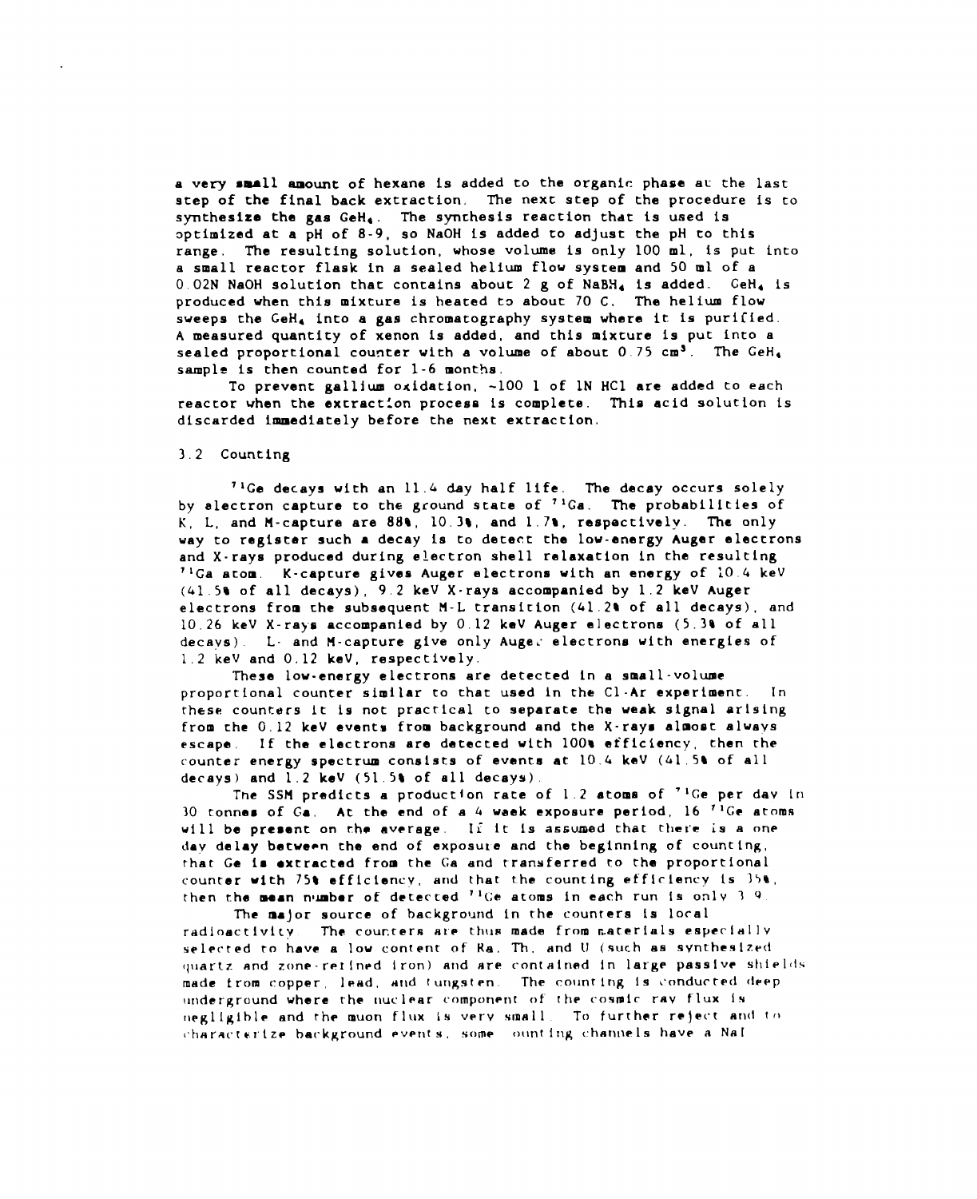a very small amount of hexane is added to the organic phase at the last step of the final back extraction. The next step of the procedure is to synthesize the gas $GeH_4$. The synthesis reaction that is used is optimized at a pH of 8-9, so NaOH is added to adjust the pH to this range. The resulting solution, whose volume is only 100 ml, is put into a small reactor flask in a sealed helium flow system and 50 ml of a 0.02N NaOH solution that contains about 2 g of $NaBH_4$ is added. $GeH_4$ is produced when this mixture is heated to about 70 C. The helium flow sweeps the $GeH_4$ into a gas chromatography system where it is purified. A measured quantity of xenon is added, and this mixture is put into a sealed proportional counter with a volume of about 0.75 $cm^3$. The $GeH_4$ sample is then counted for 1-6 months.

To prevent gallium oxidation, ~100 l of 1N HCl are added to each reactor when the extraction process is complete. This acid solution is discarded immediately before the next extraction.

## 3.2 Counting

$^{71}Ge$ decays with an 11.4 day half life. The decay occurs solely by electron capture to the ground state of $^{71}Ga$. The probabilities of K, L, and M-capture are 88%, 10.3%, and 1.7%, respectively. The only way to register such a decay is to detect the low-energy Auger electrons and X-rays produced during electron shell relaxation in the resulting $^{71}Ga$ atom. K-capture gives Auger electrons with an energy of 10.4 keV (41.5% of all decays), 9.2 keV X-rays accompanied by 1.2 keV Auger electrons from the subsequent M-L transition (41.2% of all decays), and 10.26 keV X-rays accompanied by 0.12 keV Auger electrons (5.3% of all decays). L- and M-capture give only Auger electrons with energies of 1.2 keV and 0.12 keV, respectively.

These low-energy electrons are detected in a small-volume proportional counter similar to that used in the Cl-Ar experiment. In these counters it is not practical to separate the weak signal arising from the 0.12 keV events from background and the X-rays almost always escape. If the electrons are detected with 100% efficiency, then the counter energy spectrum consists of events at 10.4 keV (41.5% of all decays) and 1.2 keV (51.5% of all decays).

The SSM predicts a production rate of 1.2 atoms of $^{71}Ge$ per day in 30 tonnes of Ga. At the end of a 4 week exposure period, 16 $^{71}Ge$ atoms will be present on the average. If it is assumed that there is a one day delay between the end of exposure and the beginning of counting, that Ge is extracted from the Ga and transferred to the proportional counter with 75% efficiency, and that the counting efficiency is 35%, then the mean number of detected $^{71}Ge$ atoms in each run is only 3.9.

The major source of background in the counters is local radioactivity. The counters are thus made from materials especially selected to have a low content of Ra, Th, and U (such as synthesized quartz and zone-refined iron) and are contained in large passive shields made from copper, lead, and tungsten. The counting is conducted deep underground where the nuclear component of the cosmic ray flux is negligible and the muon flux is very small. To further reject and to characterize background events, some counting channels have a NaI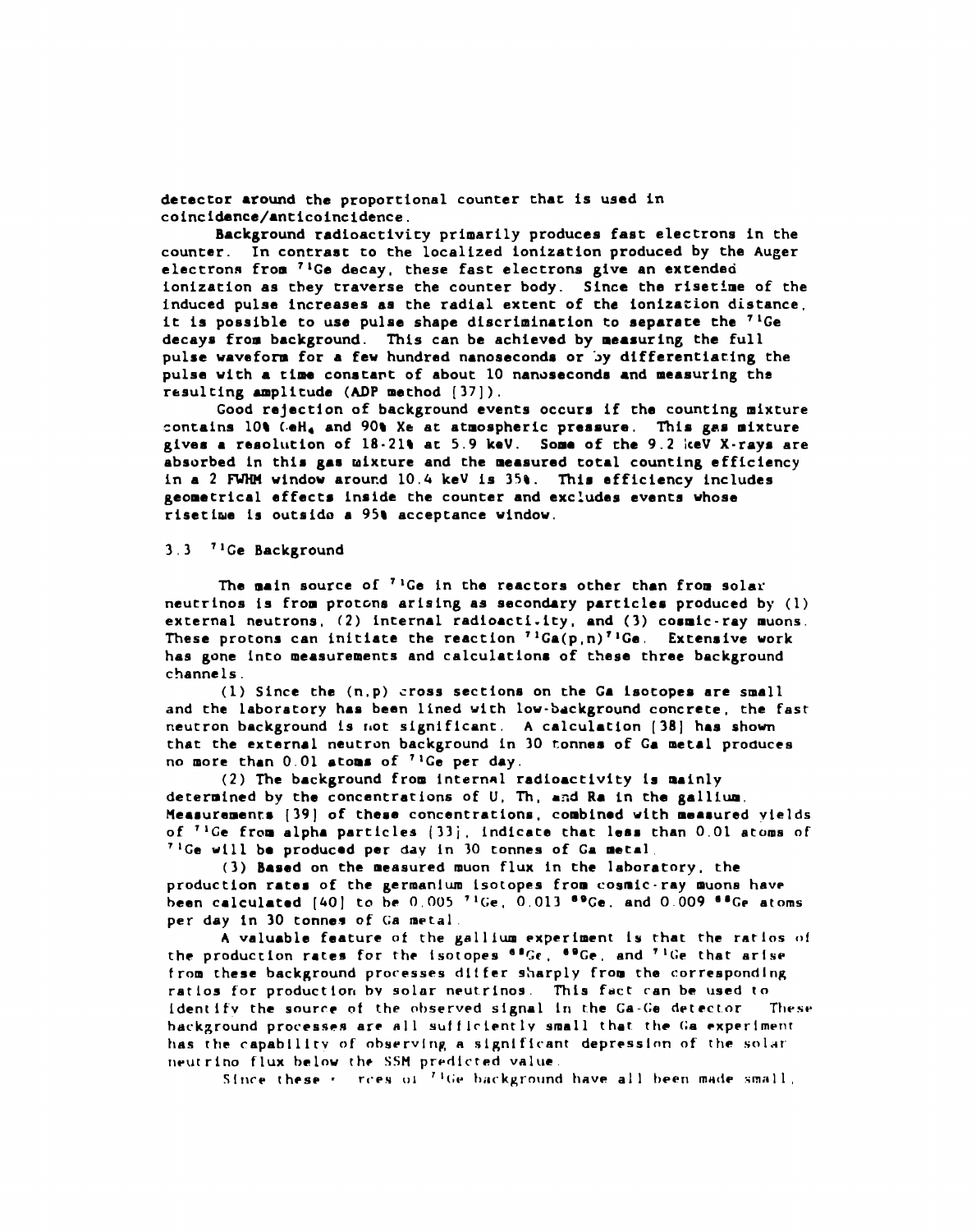detector around the proportional counter that is used in coincidence/anticoincidence.

Background radioactivity primarily produces fast electrons in the counter. In contrast to the localized ionization produced by the Auger electrons from $^{71}$Ge decay, these fast electrons give an extended ionization as they traverse the counter body. Since the risetime of the induced pulse increases as the radial extent of the ionization distance, it is possible to use pulse shape discrimination to separate the $^{71}$Ge decays from background. This can be achieved by measuring the full pulse waveform for a few hundred nanoseconds or by differentiating the pulse with a time constant of about 10 nanoseconds and measuring the resulting amplitude (ADP method [37]).

Good rejection of background events occurs if the counting mixture contains 10% $GeH_4$ and 90% Xe at atmospheric pressure. This gas mixture gives a resolution of 18-21% at 5.9 keV. Some of the 9.2 keV X-rays are absorbed in this gas mixture and the measured total counting efficiency in a 2 FWHM window around 10.4 keV is 35%. This efficiency includes geometrical effects inside the counter and excludes events whose risetime is outside a 95% acceptance window.

### 3.3 $^{71}$Ge Background

The main source of $^{71}$Ge in the reactors other than from solar neutrinos is from protons arising as secondary particles produced by (1) external neutrons, (2) internal radioactivity, and (3) cosmic-ray muons. These protons can initiate the reaction $^{71}$Ga(p,n)$^{71}$Ge. Extensive work has gone into measurements and calculations of these three background channels.

(1) Since the (n,p) cross sections on the Ga isotopes are small and the laboratory has been lined with low-background concrete, the fast neutron background is not significant. A calculation [38] has shown that the external neutron background in 30 tonnes of Ga metal produces no more than 0.01 atoms of $^{71}$Ge per day.

(2) The background from internal radioactivity is mainly determined by the concentrations of U, Th, and Ra in the gallium. Measurements [39] of these concentrations, combined with measured yields of $^{71}$Ge from alpha particles [33], indicate that less than 0.01 atoms of $^{71}$Ge will be produced per day in 30 tonnes of Ga metal.

(3) Based on the measured muon flux in the laboratory, the production rates of the germanium isotopes from cosmic-ray muons have been calculated [40] to be 0.005 $^{71}$Ge, 0.013 $^{69}$Ge, and 0.009 $^{68}$Ge atoms per day in 30 tonnes of Ga metal.

A valuable feature of the gallium experiment is that the ratios of the production rates for the isotopes $^{68}$Ge, $^{69}$Ge, and $^{71}$Ge that arise from these background processes differ sharply from the corresponding ratios for production by solar neutrinos. This fact can be used to identify the source of the observed signal in the Ga-Ge detector. These background processes are all sufficiently small that the Ga experiment has the capability of observing a significant depression of the solar neutrino flux below the SSM predicted value.

Since these sources of $^{71}$Ge background have all been made small,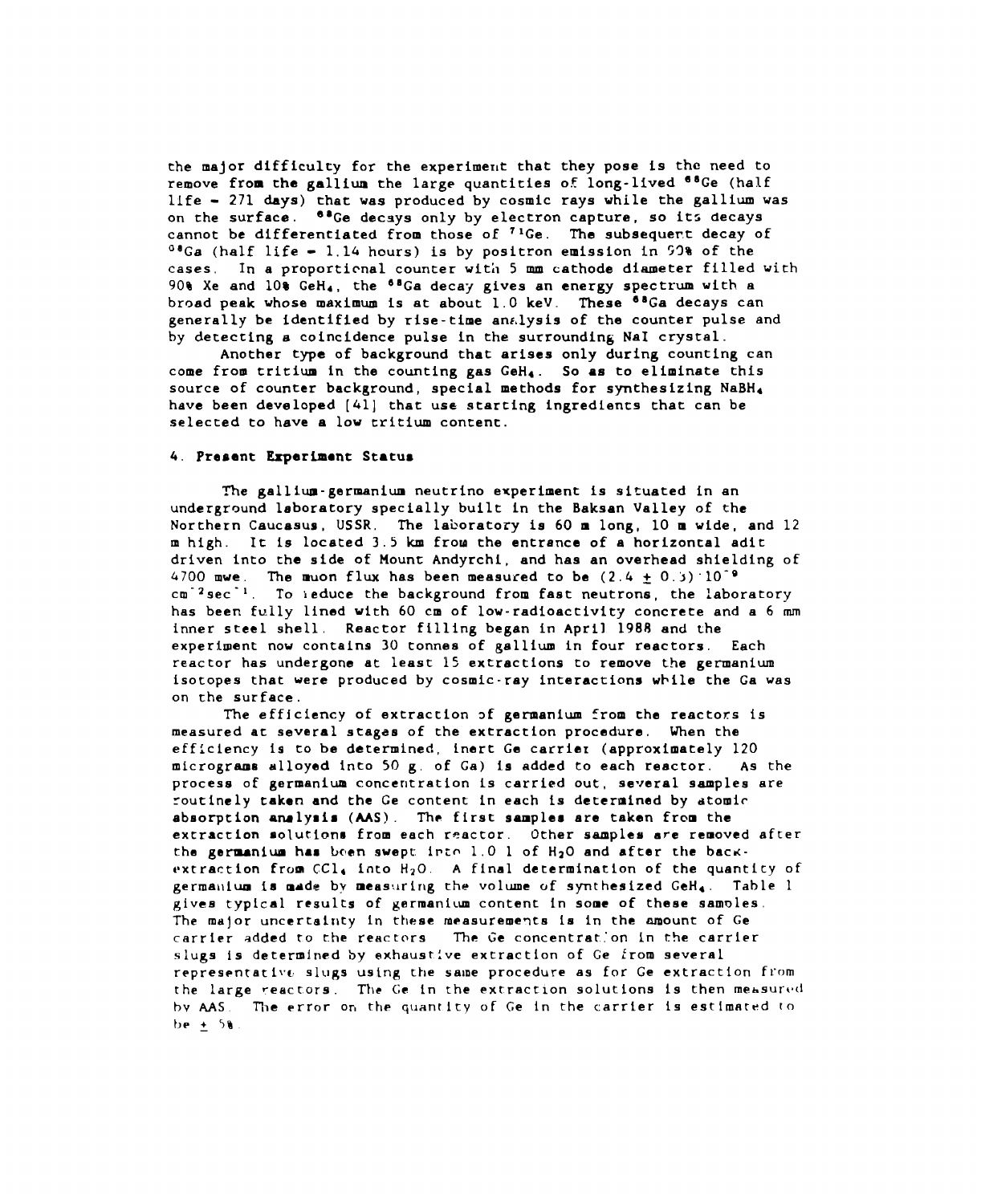the major difficulty for the experiment that they pose is the need to remove from the gallium the large quantities of long-lived $^{68}Ge$ (half life = 271 days) that was produced by cosmic rays while the gallium was on the surface. $^{68}Ge$ decays only by electron capture, so its decays cannot be differentiated from those of $^{71}Ge$. The subsequent decay of $^{68}Ga$ (half life = 1.14 hours) is by positron emission in 90% of the cases. In a proportional counter with 5 mm cathode diameter filled with 90% Xe and 10% $GeH_4$, the $^{68}Ga$ decay gives an energy spectrum with a broad peak whose maximum is at about 1.0 keV. These $^{68}Ga$ decays can generally be identified by rise-time analysis of the counter pulse and by detecting a coincidence pulse in the surrounding NaI crystal.

Another type of background that arises only during counting can come from tritium in the counting gas $GeH_4$. So as to eliminate this source of counter background, special methods for synthesizing $NaBH_4$ have been developed [41] that use starting ingredients that can be selected to have a low tritium content.

## 4. Present Experiment Status

The gallium-germanium neutrino experiment is situated in an underground laboratory specially built in the Baksan Valley of the Northern Caucasus, USSR. The laboratory is 60 m long, 10 m wide, and 12 m high. It is located 3.5 km from the entrance of a horizontal adit driven into the side of Mount Andyrchi, and has an overhead shielding of 4700 mwe. The muon flux has been measured to be $(2.4 \pm 0.3) \cdot 10^{-9}$ $cm^{-2}sec^{-1}$. To reduce the background from fast neutrons, the laboratory has been fully lined with 60 cm of low-radioactivity concrete and a 6 mm inner steel shell. Reactor filling began in April 1988 and the experiment now contains 30 tonnes of gallium in four reactors. Each reactor has undergone at least 15 extractions to remove the germanium isotopes that were produced by cosmic-ray interactions while the Ga was on the surface.

The efficiency of extraction of germanium from the reactors is measured at several stages of the extraction procedure. When the efficiency is to be determined, inert Ge carrier (approximately 120 micrograms alloyed into 50 g. of Ga) is added to each reactor. As the process of germanium concentration is carried out, several samples are routinely taken and the Ge content in each is determined by atomic absorption analysis (AAS). The first samples are taken from the extraction solutions from each reactor. Other samples are removed after the germanium has been swept into 1.0 l of $H_2O$ and after the back-extraction from $CCl_4$ into $H_2O$. A final determination of the quantity of germanium is made by measuring the volume of synthesized $GeH_4$. Table 1 gives typical results of germanium content in some of these samples. The major uncertainty in these measurements is in the amount of Ge carrier added to the reactors. The Ge concentration in the carrier slugs is determined by exhaustive extraction of Ge from several representative slugs using the same procedure as for Ge extraction from the large reactors. The Ge in the extraction solutions is then measured by AAS. The error on the quantity of Ge in the carrier is estimated to be $\pm$ 5%.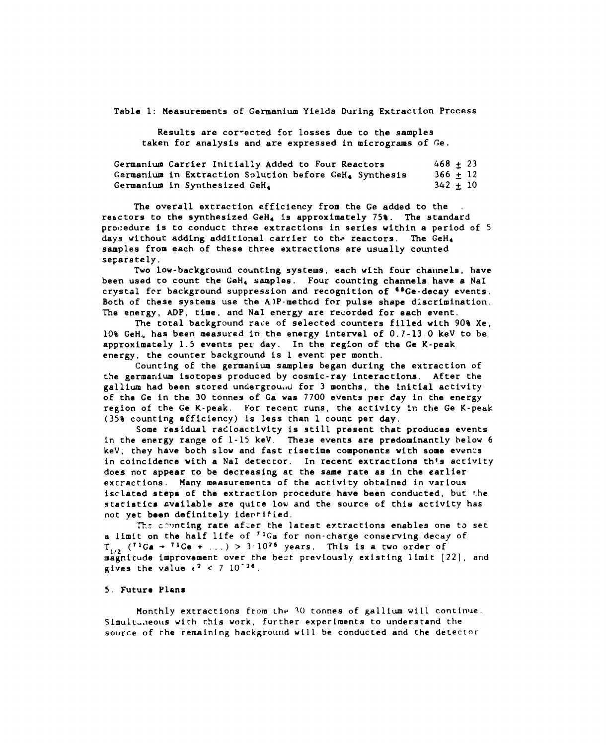Table 1: Measurements of Germanium Yields During Extraction Process

Results are corrected for losses due to the samples taken for analysis and are expressed in micrograms of Ge.

| | |
|---|---|
| Germanium Carrier Initially Added to Four Reactors | $468 \pm 23$ |
| Germanium in Extraction Solution before $GeH_4$ Synthesis | $366 \pm 12$ |
| Germanium in Synthesized $GeH_4$ | $342 \pm 10$ |

The overall extraction efficiency from the Ge added to the reactors to the synthesized $GeH_4$ is approximately 75%. The standard procedure is to conduct three extractions in series within a period of 5 days without adding additional carrier to the reactors. The $GeH_4$ samples from each of these three extractions are usually counted separately.

Two low-background counting systems, each with four channels, have been used to count the $GeH_4$ samples. Four counting channels have a NaI crystal for background suppression and recognition of $^{68}$Ge-decay events. Both of these systems use the ADP-method for pulse shape discrimination. The energy, ADP, time, and NaI energy are recorded for each event.

The total background rate of selected counters filled with 90% Xe, 10% $GeH_4$ has been measured in the energy interval of 0.7-13.0 keV to be approximately 1.5 events per day. In the region of the Ge K-peak energy, the counter background is 1 event per month.

Counting of the germanium samples began during the extraction of the germanium isotopes produced by cosmic-ray interactions. After the gallium had been stored underground for 3 months, the initial activity of the Ge in the 30 tonnes of Ga was 7700 events per day in the energy region of the Ge K-peak. For recent runs, the activity in the Ge K-peak (35% counting efficiency) is less than 1 count per day.

Some residual radioactivity is still present that produces events in the energy range of 1-15 keV. These events are predominantly below 6 keV; they have both slow and fast risetime components with some events in coincidence with a NaI detector. In recent extractions this activity does not appear to be decreasing at the same rate as in the earlier extractions. Many measurements of the activity obtained in various isolated steps of the extraction procedure have been conducted, but the statistics available are quite low and the source of this activity has not yet been definitely identified.

The counting rate after the latest extractions enables one to set a limit on the half life of $^{71}$Ga for non-charge conserving decay of $T_{1/2}$ ($^{71}Ga \rightarrow {}^{71}Ge + \ldots$) $> 3 \cdot 10^{26}$ years. This is a two order of magnitude improvement over the best previously existing limit [22], and gives the value $\epsilon^2 < 7 \cdot 10^{-26}$.

## 5. Future Plans

Monthly extractions from the 30 tonnes of gallium will continue. Simultaneous with this work, further experiments to understand the source of the remaining background will be conducted and the detector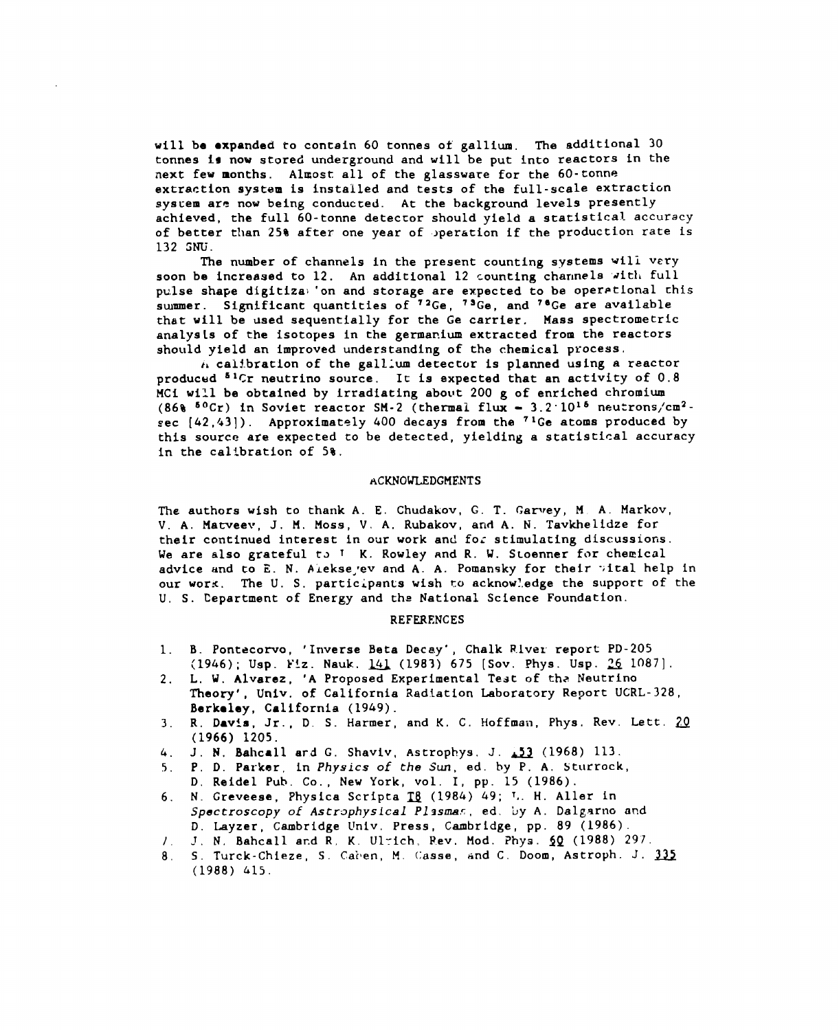will be expanded to contain 60 tonnes of gallium. The additional 30 tonnes is now stored underground and will be put into reactors in the next few months. Almost all of the glassware for the 60-tonne extraction system is installed and tests of the full-scale extraction system are now being conducted. At the background levels presently achieved, the full 60-tonne detector should yield a statistical accuracy of better than 25% after one year of operation if the production rate is 132 SNU.

The number of channels in the present counting systems will very soon be increased to 12. An additional 12 counting channels with full pulse shape digitization and storage are expected to be operational this summer. Significant quantities of $^{72}$Ge, $^{73}$Ge, and $^{76}$Ge are available that will be used sequentially for the Ge carrier. Mass spectrometric analysis of the isotopes in the germanium extracted from the reactors should yield an improved understanding of the chemical process.

A calibration of the gallium detector is planned using a reactor produced $^{51}$Cr neutrino source. It is expected that an activity of 0.8 MCi will be obtained by irradiating about 200 g of enriched chromium (86% $^{50}$Cr) in Soviet reactor SM-2 (thermal flux = $3.2 \cdot 10^{15}$ neutrons/cm$^2$-sec [42,43]). Approximately 400 decays from the $^{71}$Ge atoms produced by this source are expected to be detected, yielding a statistical accuracy in the calibration of 5%.

## ACKNOWLEDGMENTS

The authors wish to thank A. E. Chudakov, G. T. Garvey, M. A. Markov, V. A. Matveev, J. M. Moss, V. A. Rubakov, and A. N. Tavkhelidze for their continued interest in our work and for stimulating discussions. We are also grateful to T. K. Rowley and R. W. Stoenner for chemical advice and to E. N. Alekseyev and A. A. Pomansky for their vital help in our work. The U. S. participants wish to acknowledge the support of the U. S. Department of Energy and the National Science Foundation.

## REFERENCES

1. B. Pontecorvo, 'Inverse Beta Decay', Chalk River report PD-205 (1946); Usp. Fiz. Nauk. 141 (1983) 675 [Sov. Phys. Usp. 26 1087].
2. L. W. Alvarez, 'A Proposed Experimental Test of the Neutrino Theory', Univ. of California Radiation Laboratory Report UCRL-328, Berkeley, California (1949).
3. R. Davis, Jr., D. S. Harmer, and K. C. Hoffman, Phys. Rev. Lett. 20 (1966) 1205.
4. J. N. Bahcall and G. Shaviv, Astrophys. J. 153 (1968) 113.
5. P. D. Parker, in *Physics of the Sun*, ed. by P. A. Sturrock, D. Reidel Pub. Co., New York, vol. I, pp. 15 (1986).
6. N. Greveese, Physica Scripta T8 (1984) 49; L. H. Aller in *Spectroscopy of Astrophysical Plasmas*, ed. by A. Dalgarno and D. Layzer, Cambridge Univ. Press, Cambridge, pp. 89 (1986).
7. J. N. Bahcall and R. K. Ulrich, Rev. Mod. Phys. 60 (1988) 297.
8. S. Turck-Chieze, S. Cahen, M. Casse, and C. Doom, Astroph. J. 335 (1988) 415.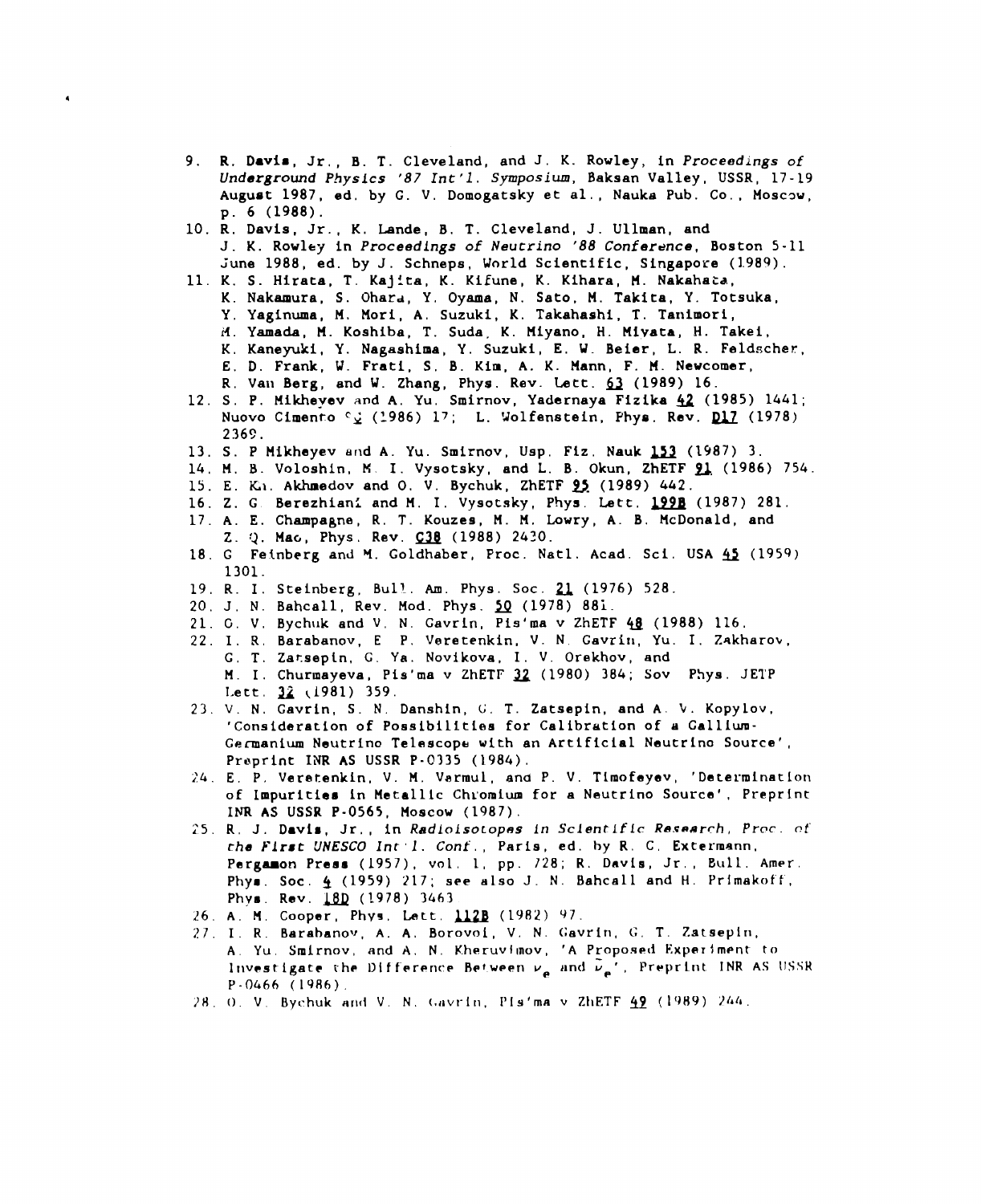9. R. Davis, Jr., B. T. Cleveland, and J. K. Rowley, in *Proceedings of Underground Physics '87 Int'l. Symposium*, Baksan Valley, USSR, 17-19 August 1987, ed. by G. V. Domogatsky et al., Nauka Pub. Co., Moscow, p. 6 (1988).
10. R. Davis, Jr., K. Lande, B. T. Cleveland, J. Ullman, and J. K. Rowley in *Proceedings of Neutrino '88 Conference*, Boston 5-11 June 1988, ed. by J. Schneps, World Scientific, Singapore (1989).
11. K. S. Hirata, T. Kajita, K. Kifune, K. Kihara, M. Nakahata, K. Nakamura, S. Ohara, Y. Oyama, N. Sato, M. Takita, Y. Totsuka, Y. Yaginuma, M. Mori, A. Suzuki, K. Takahashi, T. Tanimori, M. Yamada, M. Koshiba, T. Suda, K. Miyano, H. Miyata, H. Takei, K. Kaneyuki, Y. Nagashima, Y. Suzuki, E. W. Beier, L. R. Feldscher, E. D. Frank, W. Frati, S. B. Kim, A. K. Mann, F. M. Newcomer, R. Van Berg, and W. Zhang, Phys. Rev. Lett. 63 (1989) 16.
12. S. P. Mikheyev and A. Yu. Smirnov, Yadernaya Fizika 42 (1985) 1441; Nuovo Cimento 9C (1986) 17; L. Wolfenstein, Phys. Rev. D17 (1978) 2369.
13. S. P Mikheyev and A. Yu. Smirnov, Usp. Fiz. Nauk 153 (1987) 3.
14. M. B. Voloshin, M. I. Vysotsky, and L. B. Okun, ZhETF 91 (1986) 754.
15. E. Kh. Akhmedov and O. V. Bychuk, ZhETF 95 (1989) 442.
16. Z. G. Berezhiani and M. I. Vysotsky, Phys. Lett. 199B (1987) 281.
17. A. E. Champagne, R. T. Kouzes, M. M. Lowry, A. B. McDonald, and Z. Q. Mao, Phys. Rev. C38 (1988) 2430.
18. G. Feinberg and M. Goldhaber, Proc. Natl. Acad. Sci. USA 45 (1959) 1301.
19. R. I. Steinberg, Bull. Am. Phys. Soc. 21 (1976) 528.
20. J. N. Bahcall, Rev. Mod. Phys. 50 (1978) 881.
21. O. V. Bychuk and V. N. Gavrin, Pis'ma v ZhETF 48 (1988) 116.
22. I. R. Barabanov, E. P. Veretenkin, V. N. Gavrin, Yu. I. Zakharov, G. T. Zatsepin, G. Ya. Novikova, I. V. Orekhov, and M. I. Churmayeva, Pis'ma v ZhETF 32 (1980) 384; Sov Phys. JETP Lett. 32 (1981) 359.
23. V. N. Gavrin, S. N. Danshin, G. T. Zatsepin, and A. V. Kopylov, 'Consideration of Possibilities for Calibration of a Gallium-Germanium Neutrino Telescope with an Artificial Neutrino Source', Preprint INR AS USSR P-0335 (1984).
24. E. P. Veretenkin, V. M. Vermul, and P. V. Timofeyev, 'Determination of Impurities in Metallic Chromium for a Neutrino Source', Preprint INR AS USSR P-0565, Moscow (1987).
25. R. J. Davis, Jr., in *Radioisotopes in Scientific Research, Proc. of the First UNESCO Int'l. Conf.*, Paris, ed. by R. C. Extermann, Pergamon Press (1957), vol. 1, pp. 728; R. Davis, Jr., Bull. Amer. Phys. Soc. 4 (1959) 217; see also J. N. Bahcall and H. Primakoff, Phys. Rev. 18D (1978) 3463
26. A. M. Cooper, Phys. Lett. 112B (1982) 97.
27. I. R. Barabanov, A. A. Borovoi, V. N. Gavrin, G. T. Zatsepin, A. Yu. Smirnov, and A. N. Kheruvimov, 'A Proposed Experiment to Investigate the Difference Between $\nu_e$ and $\tilde{\nu}_e$', Preprint INR AS USSR P-0466 (1986).
28. O. V. Bychuk and V. N. Gavrin, Pis'ma v ZhETF 49 (1989) 244.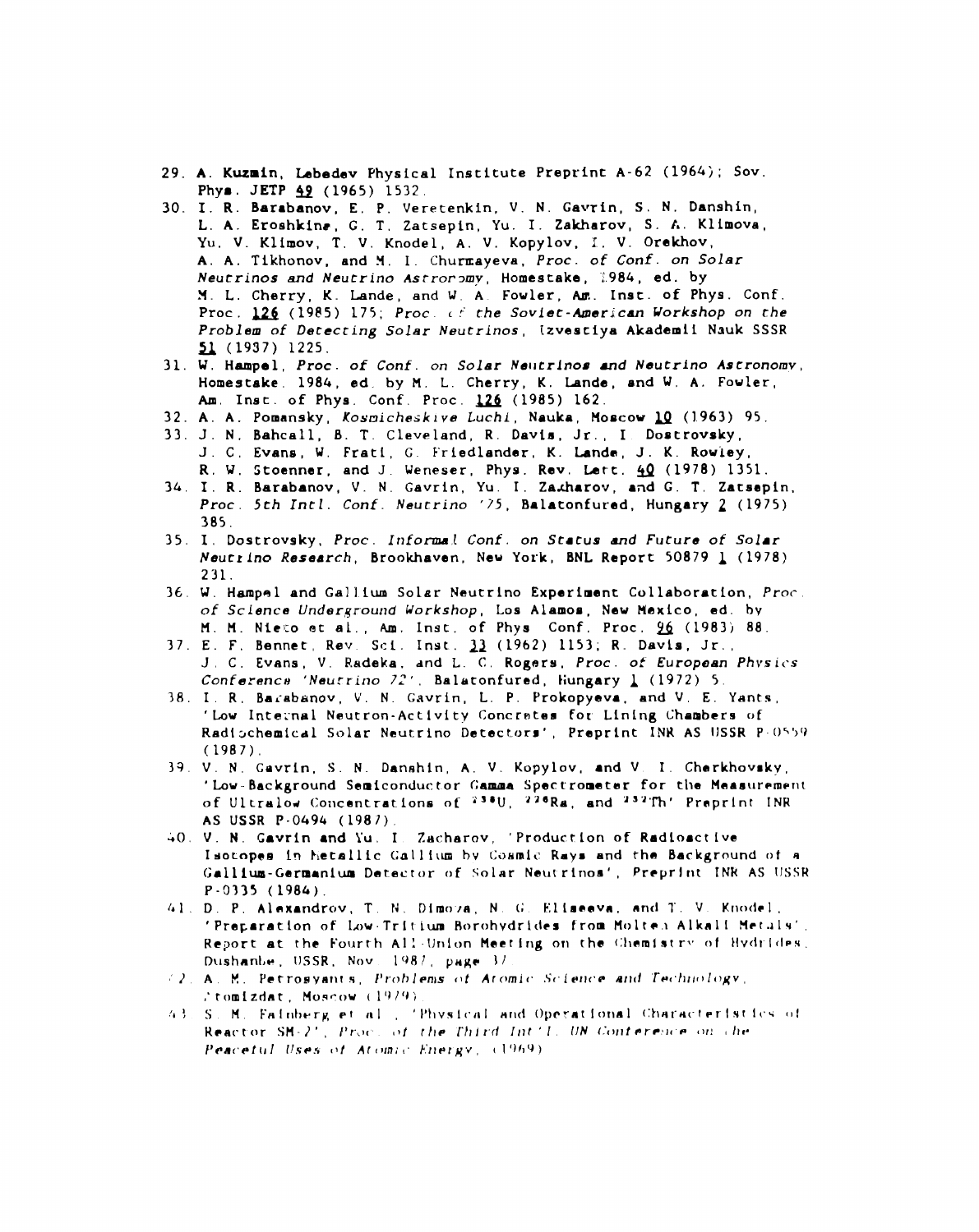29. A. Kuzmin, Lebedev Physical Institute Preprint A-62 (1964); Sov. Phys. JETP 49 (1965) 1532.
30. I. R. Barabanov, E. P. Veretenkin, V. N. Gavrin, S. N. Danshin, L. A. Eroshkina, G. T. Zatsepin, Yu. I. Zakharov, S. A. Klimova, Yu. V. Klimov, T. V. Knodel, A. V. Kopylov, I. V. Orekhov, A. A. Tikhonov, and M. I. Churmayeva, *Proc. of Conf. on Solar Neutrinos and Neutrino Astronomy*, Homestake, 1984, ed. by M. L. Cherry, K. Lande, and W. A. Fowler, Am. Inst. of Phys. Conf. Proc. 126 (1985) 175; *Proc. of the Soviet-American Workshop on the Problem of Detecting Solar Neutrinos*, Izvestiya Akademii Nauk SSSR 51 (1987) 1225.
31. W. Hampel, *Proc. of Conf. on Solar Neutrinos and Neutrino Astronomy*, Homestake. 1984, ed. by M. L. Cherry, K. Lande, and W. A. Fowler, Am. Inst. of Phys. Conf. Proc. 126 (1985) 162.
32. A. A. Pomansky, *Kosmicheskive Luchi*, Nauka, Moscow 10 (1963) 95.
33. J. N. Bahcall, B. T. Cleveland, R. Davis, Jr., I. Dostrovsky, J. C. Evans, W. Frati, G. Friedlander, K. Lande, J. K. Rowley, R. W. Stoenner, and J. Weneser, Phys. Rev. Lett. 40 (1978) 1351.
34. I. R. Barabanov, V. N. Gavrin, Yu. I. Zakharov, and G. T. Zatsepin, *Proc. 5th Intl. Conf. Neutrino '75*, Balatonfured, Hungary 2 (1975) 385.
35. I. Dostrovsky, *Proc. Informal Conf. on Status and Future of Solar Neutrino Research*, Brookhaven, New York, BNL Report 50879 1 (1978) 231.
36. W. Hampel and Gallium Solar Neutrino Experiment Collaboration, *Proc. of Science Underground Workshop*, Los Alamos, New Mexico, ed. by M. M. Nieto et al., Am. Inst. of Phys. Conf. Proc. 96 (1983) 88.
37. E. F. Bennet, Rev. Sci. Inst. 33 (1962) 1153; R. Davis, Jr., J. C. Evans, V. Radeka, and L. C. Rogers, *Proc. of European Physics Conference 'Neutrino 72'*, Balatonfured, Hungary 1 (1972) 5.
38. I. R. Barabanov, V. N. Gavrin, L. P. Prokopyeva, and V. E. Yants, 'Low Internal Neutron-Activity Concretes for Lining Chambers of Radiochemical Solar Neutrino Detectors', Preprint INR AS USSR P-0559 (1987).
39. V. N. Gavrin, S. N. Danshin, A. V. Kopylov, and V. I. Cherkhovsky, 'Low-Background Semiconductor Gamma Spectrometer for the Measurement of Ultralow Concentrations of $^{238}$U, $^{226}$Ra, and $^{232}$Th' Preprint INR AS USSR P-0494 (1987).
40. V. N. Gavrin and Yu. I. Zacharov, 'Production of Radioactive Isotopes in Metallic Gallium by Cosmic Rays and the Background of a Gallium-Germanium Detector of Solar Neutrinos', Preprint INR AS USSR P-0335 (1984).
41. D. P. Alexandrov, T. N. Dimova, N. G. Eliseeva, and T. V. Knodel, 'Preparation of Low-Tritium Borohydrides from Molten Alkali Metals', Report at the Fourth All-Union Meeting on the Chemistry of Hydrides, Dushanbe, USSR, Nov. 1987, page 37.
42. A. M. Petrosyants, *Problems of Atomic Science and Technology*, Atomizdat, Moscow (1979).
43. S. M. Fainberg et al., 'Physical and Operational Characteristics of Reactor SM-2', *Proc. of the Third Int'l. UN Conference on the Peaceful Uses of Atomic Energy*, (1969).